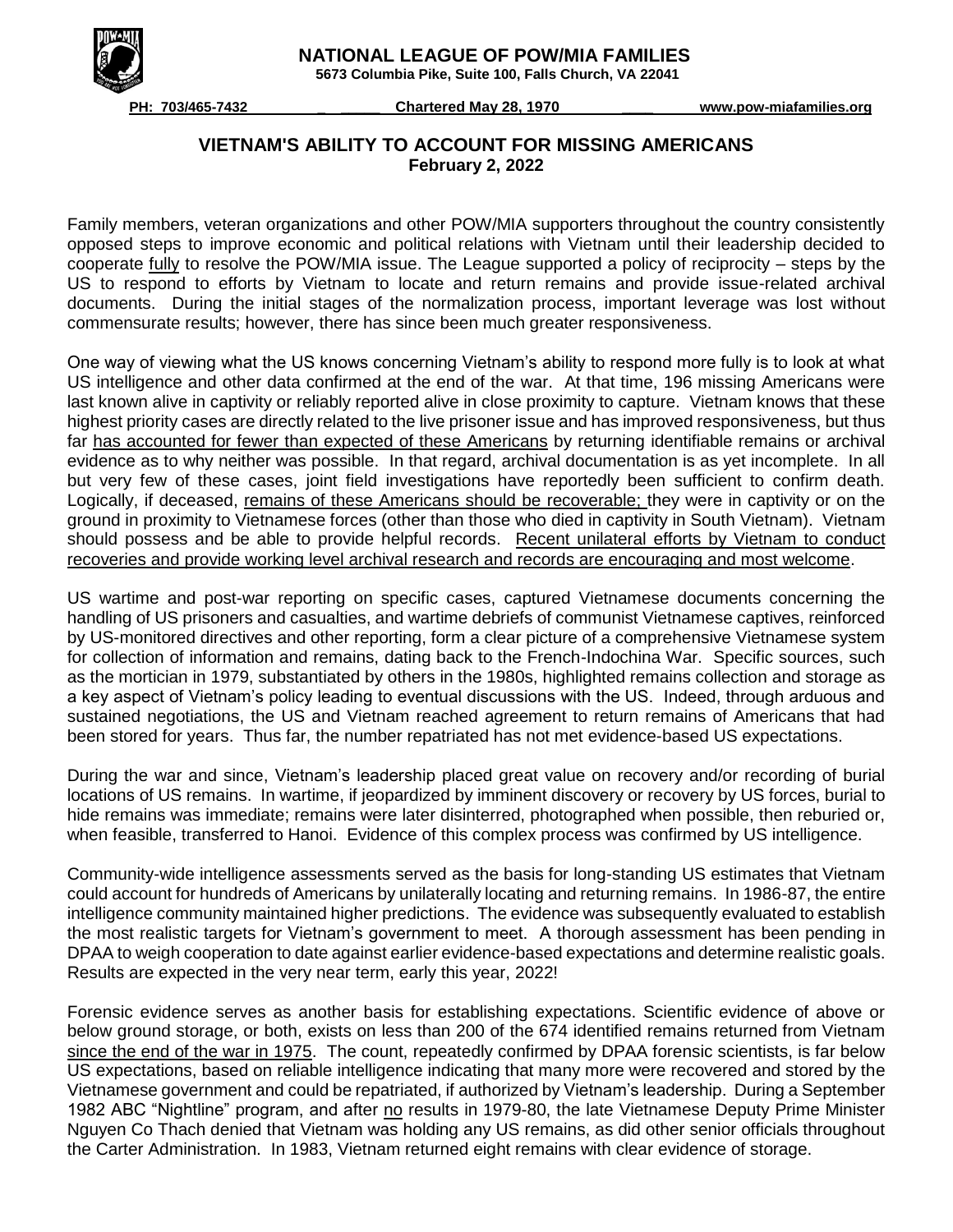**NATIONAL LEAGUE OF POW/MIA FAMILIES**
**5673 Columbia Pike, Suite 100, Falls Church, VA 22041**

**PH: 703/465-7432** **Chartered May 28, 1970** **www.pow-miafamilies.org**

## VIETNAM'S ABILITY TO ACCOUNT FOR MISSING AMERICANS
**February 2, 2022**

Family members, veteran organizations and other POW/MIA supporters throughout the country consistently opposed steps to improve economic and political relations with Vietnam until their leadership decided to cooperate <u>fully</u> to resolve the POW/MIA issue. The League supported a policy of reciprocity – steps by the US to respond to efforts by Vietnam to locate and return remains and provide issue-related archival documents. During the initial stages of the normalization process, important leverage was lost without commensurate results; however, there has since been much greater responsiveness.

One way of viewing what the US knows concerning Vietnam's ability to respond more fully is to look at what US intelligence and other data confirmed at the end of the war. At that time, 196 missing Americans were last known alive in captivity or reliably reported alive in close proximity to capture. Vietnam knows that these highest priority cases are directly related to the live prisoner issue and has improved responsiveness, but thus far <u>has accounted for fewer than expected of these Americans</u> by returning identifiable remains or archival evidence as to why neither was possible. In that regard, archival documentation is as yet incomplete. In all but very few of these cases, joint field investigations have reportedly been sufficient to confirm death. Logically, if deceased, <u>remains of these Americans should be recoverable;</u> they were in captivity or on the ground in proximity to Vietnamese forces (other than those who died in captivity in South Vietnam). Vietnam should possess and be able to provide helpful records. <u>Recent unilateral efforts by Vietnam to conduct recoveries and provide working level archival research and records are encouraging and most welcome</u>.

US wartime and post-war reporting on specific cases, captured Vietnamese documents concerning the handling of US prisoners and casualties, and wartime debriefs of communist Vietnamese captives, reinforced by US-monitored directives and other reporting, form a clear picture of a comprehensive Vietnamese system for collection of information and remains, dating back to the French-Indochina War. Specific sources, such as the mortician in 1979, substantiated by others in the 1980s, highlighted remains collection and storage as a key aspect of Vietnam's policy leading to eventual discussions with the US. Indeed, through arduous and sustained negotiations, the US and Vietnam reached agreement to return remains of Americans that had been stored for years. Thus far, the number repatriated has not met evidence-based US expectations.

During the war and since, Vietnam's leadership placed great value on recovery and/or recording of burial locations of US remains. In wartime, if jeopardized by imminent discovery or recovery by US forces, burial to hide remains was immediate; remains were later disinterred, photographed when possible, then reburied or, when feasible, transferred to Hanoi. Evidence of this complex process was confirmed by US intelligence.

Community-wide intelligence assessments served as the basis for long-standing US estimates that Vietnam could account for hundreds of Americans by unilaterally locating and returning remains. In 1986-87, the entire intelligence community maintained higher predictions. The evidence was subsequently evaluated to establish the most realistic targets for Vietnam's government to meet. A thorough assessment has been pending in DPAA to weigh cooperation to date against earlier evidence-based expectations and determine realistic goals. Results are expected in the very near term, early this year, 2022!

Forensic evidence serves as another basis for establishing expectations. Scientific evidence of above or below ground storage, or both, exists on less than 200 of the 674 identified remains returned from Vietnam <u>since the end of the war in 1975</u>. The count, repeatedly confirmed by DPAA forensic scientists, is far below US expectations, based on reliable intelligence indicating that many more were recovered and stored by the Vietnamese government and could be repatriated, if authorized by Vietnam's leadership. During a September 1982 ABC "Nightline" program, and after <u>no</u> results in 1979-80, the late Vietnamese Deputy Prime Minister Nguyen Co Thach denied that Vietnam was holding any US remains, as did other senior officials throughout the Carter Administration. In 1983, Vietnam returned eight remains with clear evidence of storage.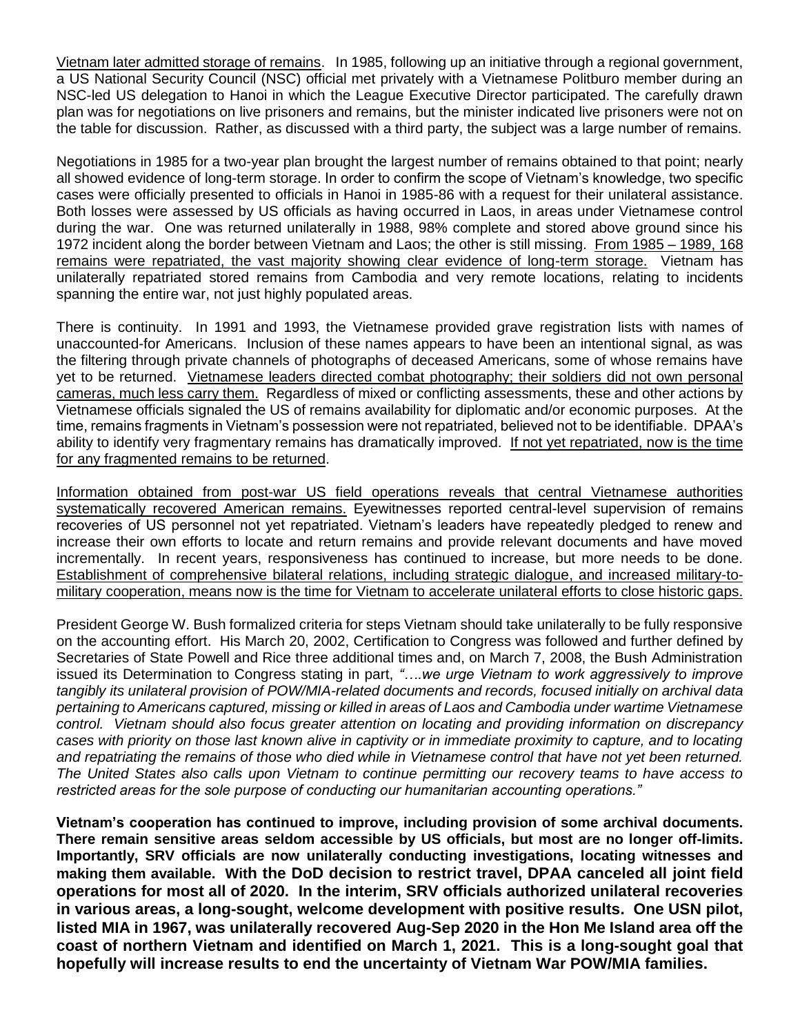Vietnam later admitted storage of remains. In 1985, following up an initiative through a regional government, a US National Security Council (NSC) official met privately with a Vietnamese Politburo member during an NSC-led US delegation to Hanoi in which the League Executive Director participated. The carefully drawn plan was for negotiations on live prisoners and remains, but the minister indicated live prisoners were not on the table for discussion. Rather, as discussed with a third party, the subject was a large number of remains.

Negotiations in 1985 for a two-year plan brought the largest number of remains obtained to that point; nearly all showed evidence of long-term storage. In order to confirm the scope of Vietnam's knowledge, two specific cases were officially presented to officials in Hanoi in 1985-86 with a request for their unilateral assistance. Both losses were assessed by US officials as having occurred in Laos, in areas under Vietnamese control during the war. One was returned unilaterally in 1988, 98% complete and stored above ground since his 1972 incident along the border between Vietnam and Laos; the other is still missing. From 1985 – 1989, 168 remains were repatriated, the vast majority showing clear evidence of long-term storage. Vietnam has unilaterally repatriated stored remains from Cambodia and very remote locations, relating to incidents spanning the entire war, not just highly populated areas.

There is continuity. In 1991 and 1993, the Vietnamese provided grave registration lists with names of unaccounted-for Americans. Inclusion of these names appears to have been an intentional signal, as was the filtering through private channels of photographs of deceased Americans, some of whose remains have yet to be returned. Vietnamese leaders directed combat photography; their soldiers did not own personal cameras, much less carry them. Regardless of mixed or conflicting assessments, these and other actions by Vietnamese officials signaled the US of remains availability for diplomatic and/or economic purposes. At the time, remains fragments in Vietnam's possession were not repatriated, believed not to be identifiable. DPAA's ability to identify very fragmentary remains has dramatically improved. If not yet repatriated, now is the time for any fragmented remains to be returned.

Information obtained from post-war US field operations reveals that central Vietnamese authorities systematically recovered American remains. Eyewitnesses reported central-level supervision of remains recoveries of US personnel not yet repatriated. Vietnam's leaders have repeatedly pledged to renew and increase their own efforts to locate and return remains and provide relevant documents and have moved incrementally. In recent years, responsiveness has continued to increase, but more needs to be done. Establishment of comprehensive bilateral relations, including strategic dialogue, and increased military-to-military cooperation, means now is the time for Vietnam to accelerate unilateral efforts to close historic gaps.

President George W. Bush formalized criteria for steps Vietnam should take unilaterally to be fully responsive on the accounting effort. His March 20, 2002, Certification to Congress was followed and further defined by Secretaries of State Powell and Rice three additional times and, on March 7, 2008, the Bush Administration issued its Determination to Congress stating in part, *"….we urge Vietnam to work aggressively to improve tangibly its unilateral provision of POW/MIA-related documents and records, focused initially on archival data pertaining to Americans captured, missing or killed in areas of Laos and Cambodia under wartime Vietnamese control. Vietnam should also focus greater attention on locating and providing information on discrepancy cases with priority on those last known alive in captivity or in immediate proximity to capture, and to locating and repatriating the remains of those who died while in Vietnamese control that have not yet been returned. The United States also calls upon Vietnam to continue permitting our recovery teams to have access to restricted areas for the sole purpose of conducting our humanitarian accounting operations."*

**Vietnam's cooperation has continued to improve, including provision of some archival documents. There remain sensitive areas seldom accessible by US officials, but most are no longer off-limits. Importantly, SRV officials are now unilaterally conducting investigations, locating witnesses and making them available. With the DoD decision to restrict travel, DPAA canceled all joint field operations for most all of 2020. In the interim, SRV officials authorized unilateral recoveries in various areas, a long-sought, welcome development with positive results. One USN pilot, listed MIA in 1967, was unilaterally recovered Aug-Sep 2020 in the Hon Me Island area off the coast of northern Vietnam and identified on March 1, 2021. This is a long-sought goal that hopefully will increase results to end the uncertainty of Vietnam War POW/MIA families.**